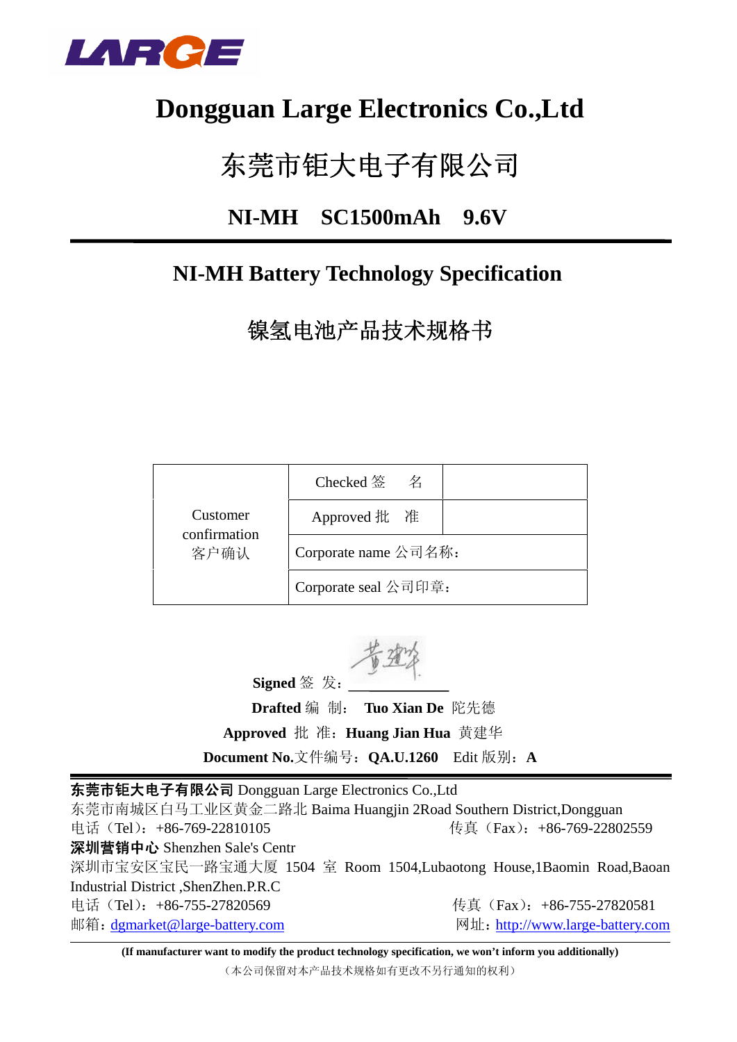LARGE

# Dongguan Large Electronics Co.,Ltd

# 东莞市钜大电子有限公司

## NI-MH　SC1500mAh　9.6V

## NI-MH Battery Technology Specification

## 镍氢电池产品技术规格书

| Customer confirmation 客户确认 | Checked 签　名 | |
|---|---|---|
| | Approved 批　准 | |
| | Corporate name 公司名称： | |
| | Corporate seal 公司印章： | |

**Signed** 签　发：

**Drafted** 编　制：　**Tuo Xian De** 陀先德

**Approved** 批　准：**Huang Jian Hua** 黄建华

**Document No.**文件编号：**QA.U.1260**　Edit 版别：**A**

**东莞市钜大电子有限公司** Dongguan Large Electronics Co.,Ltd

东莞市南城区白马工业区黄金二路北 Baima Huangjin 2Road Southern District,Dongguan

电话（Tel）：+86-769-22810105　　传真（Fax）：+86-769-22802559

**深圳营销中心** Shenzhen Sale's Centr

深圳市宝安区宝民一路宝通大厦 1504 室 Room 1504,Lubaotong House,1Baomin Road,Baoan Industrial District ,ShenZhen.P.R.C

电话（Tel）：+86-755-27820569　　传真（Fax）：+86-755-27820581

邮箱：dgmarket@large-battery.com　　网址：http://www.large-battery.com

**(If manufacturer want to modify the product technology specification, we won't inform you additionally)**

（本公司保留对本产品技术规格如有更改不另行通知的权利）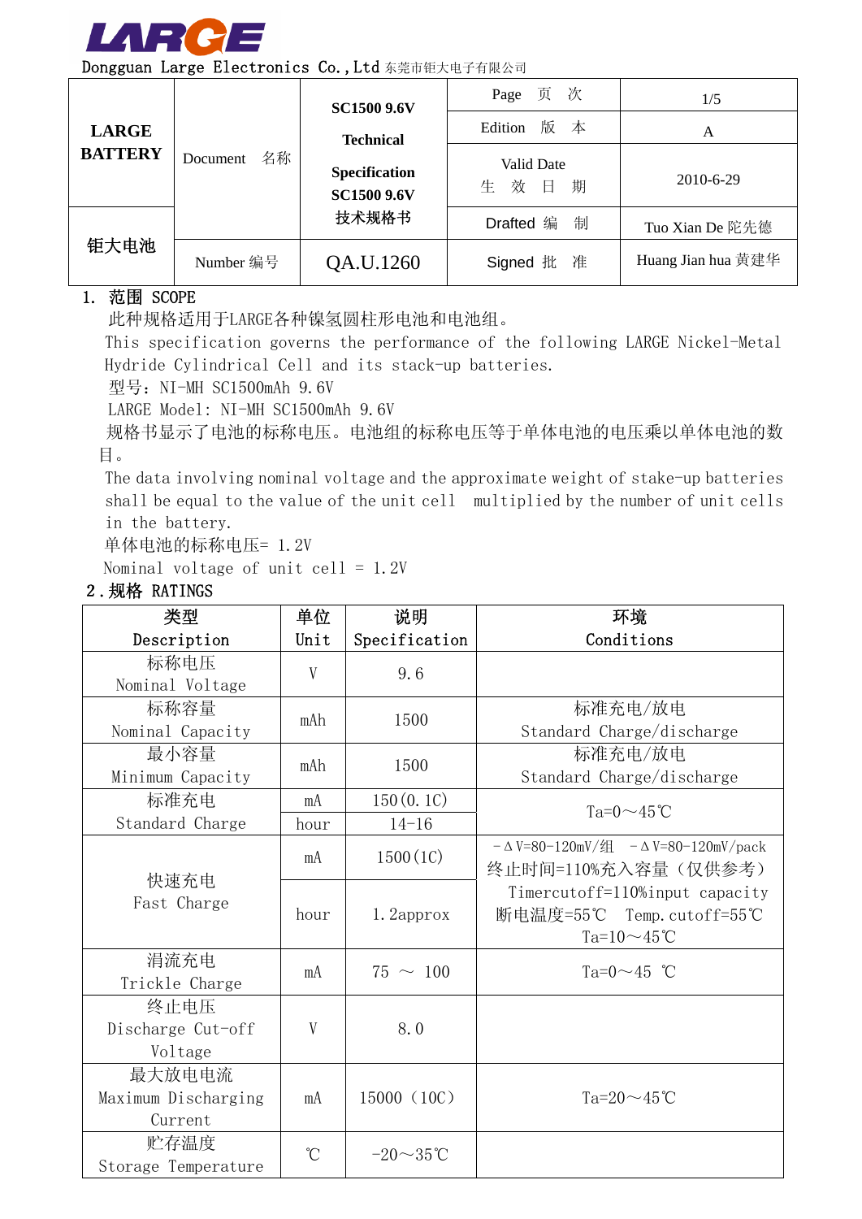LARGE

Dongguan Large Electronics Co.,Ltd 东莞市钜大电子有限公司

| LARGE BATTERY | Document 名称 | SC1500 9.6V Technical Specification SC1500 9.6V 技术规格书 | Page 页 次 | 1/5 |
|---|---|---|---|---|
| | | | Edition 版 本 | A |
| | | | Valid Date 生 效 日 期 | 2010-6-29 |
| 钜大电池 | | | Drafted 编 制 | Tuo Xian De 陀先德 |
| | Number 编号 | QA.U.1260 | Signed 批 准 | Huang Jian hua 黄建华 |

## 1. 范围 SCOPE

此种规格适用于LARGE各种镍氢圆柱形电池和电池组。

This specification governs the performance of the following LARGE Nickel-Metal Hydride Cylindrical Cell and its stack-up batteries.

型号：NI-MH SC1500mAh 9.6V

LARGE Model: NI-MH SC1500mAh 9.6V

规格书显示了电池的标称电压。电池组的标称电压等于单体电池的电压乘以单体电池的数目。

The data involving nominal voltage and the approximate weight of stake-up batteries shall be equal to the value of the unit cell multiplied by the number of unit cells in the battery.

单体电池的标称电压= 1.2V

Nominal voltage of unit cell = 1.2V

## 2.规格 RATINGS

| 类型 Description | 单位 Unit | 说明 Specification | 环境 Conditions |
|---|---|---|---|
| 标称电压 Nominal Voltage | V | 9.6 | |
| 标称容量 Nominal Capacity | mAh | 1500 | 标准充电/放电 Standard Charge/discharge |
| 最小容量 Minimum Capacity | mAh | 1500 | 标准充电/放电 Standard Charge/discharge |
| 标准充电 Standard Charge | mA | 150(0.1C) | Ta=0～45℃ |
| | hour | 14-16 | |
| 快速充电 Fast Charge | mA | 1500(1C) | -ΔV=80-120mV/组 -ΔV=80-120mV/pack 终止时间=110%充入容量（仅供参考） Timercutoff=110%input capacity 断电温度=55℃ Temp.cutoff=55℃ Ta=10～45℃ |
| | hour | 1.2approx | |
| 涓流充电 Trickle Charge | mA | 75 ～ 100 | Ta=0～45 ℃ |
| 终止电压 Discharge Cut-off Voltage | V | 8.0 | |
| 最大放电电流 Maximum Discharging Current | mA | 15000（10C） | Ta=20～45℃ |
| 贮存温度 Storage Temperature | ℃ | -20～35℃ | |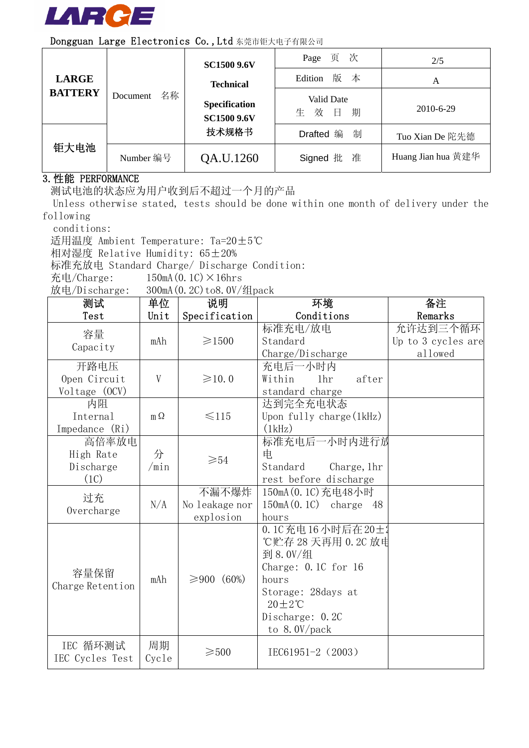## 3. 性能 PERFORMANCE

测试电池的状态应为用户收到后不超过一个月的产品

Unless otherwise stated, tests should be done within one month of delivery under the following conditions:

适用温度 Ambient Temperature: Ta=20±5℃

相对湿度 Relative Humidity: 65±20%

标准充放电 Standard Charge/ Discharge Condition:

充电/Charge: 150mA(0.1C)×16hrs

放电/Discharge: 300mA(0.2C)to8.0V/组pack

| 测试 Test | 单位 Unit | 说明 Specification | 环境 Conditions | 备注 Remarks |
|---|---|---|---|---|
| 容量 Capacity | mAh | ≥1500 | 标准充电/放电 Standard Charge/Discharge | 允许达到三个循环 Up to 3 cycles are allowed |
| 开路电压 Open Circuit Voltage (OCV) | V | ≥10.0 | 充电后一小时内 Within 1hr after standard charge | |
| 内阻 Internal Impedance (Ri) | mΩ | ≤115 | 达到完全充电状态 Upon fully charge(1kHz) (1kHz) | |
| 高倍率放电 High Rate Discharge (1C) | 分 /min | ≥54 | 标准充电后一小时内进行放电 Standard Charge, 1hr rest before discharge | |
| 过充 Overcharge | N/A | 不漏不爆炸 No leakage nor explosion | 150mA(0.1C)充电48小时 150mA(0.1C) charge 48 hours | |
| 容量保留 Charge Retention | mAh | ≥900 (60%) | 0.1C充电16小时后在20±2℃贮存28天再用0.2C放电到8.0V/组 Charge: 0.1C for 16 hours Storage: 28days at 20±2℃ Discharge: 0.2C to 8.0V/pack | |
| IEC 循环测试 IEC Cycles Test | 周期 Cycle | ≥500 | IEC61951-2(2003) | |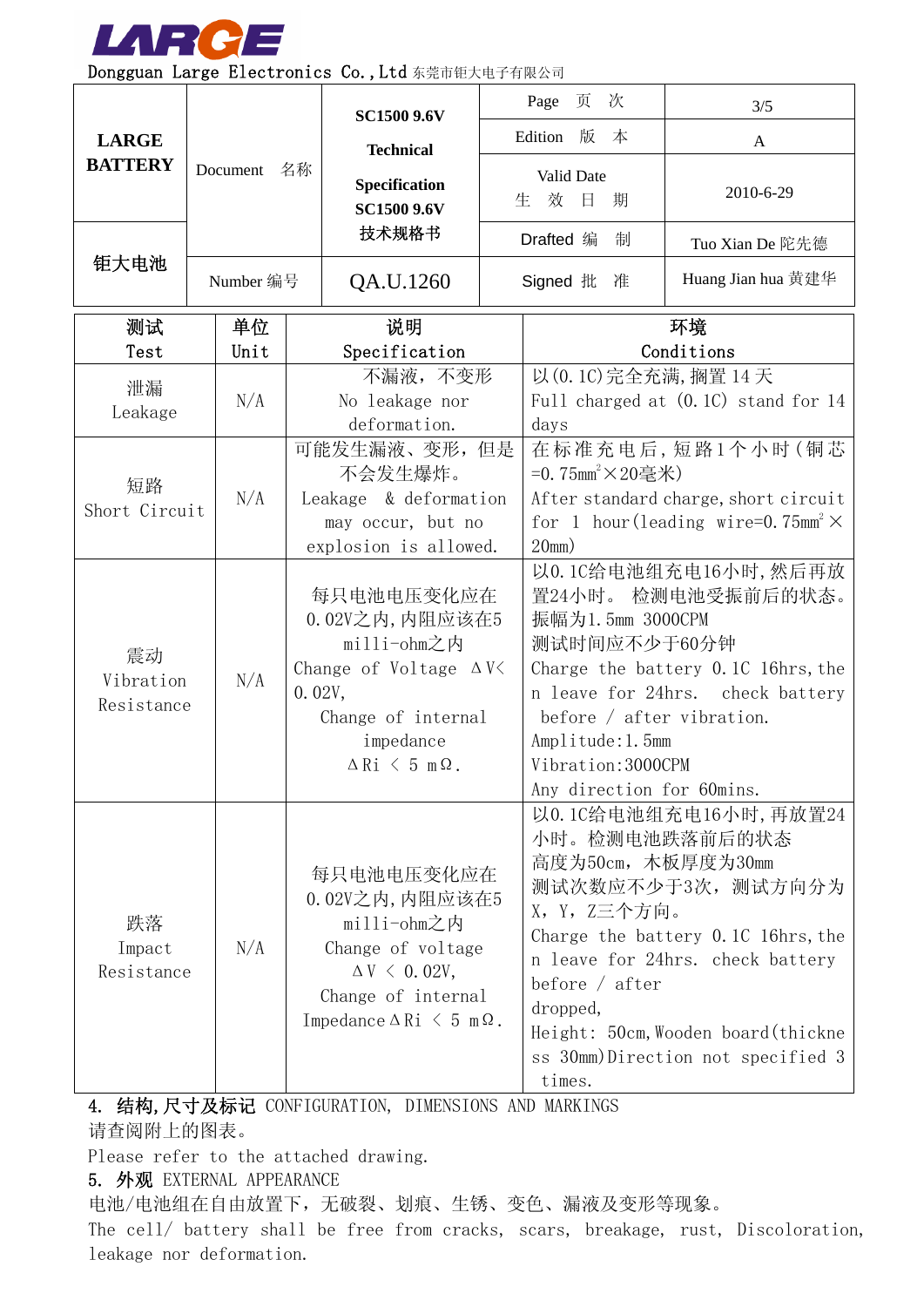LARGE

Dongguan Large Electronics Co.,Ltd 东莞市钜大电子有限公司

| LARGE BATTERY | Document 名称 | SC1500 9.6V Technical Specification SC1500 9.6V 技术规格书 | Page 页 次 | 3/5 |
|---|---|---|---|---|
| | | | Edition 版 本 | A |
| | | | Valid Date 生 效 日 期 | 2010-6-29 |
| 钜大电池 | | | Drafted 编 制 | Tuo Xian De 陀先德 |
| | Number 编号 | QA.U.1260 | Signed 批 准 | Huang Jian hua 黄建华 |

| 测试 Test | 单位 Unit | 说明 Specification | 环境 Conditions |
|---|---|---|---|
| 泄漏 Leakage | N/A | 不漏液，不变形 No leakage nor deformation. | 以(0.1C)完全充满,搁置14天 Full charged at (0.1C) stand for 14 days |
| 短路 Short Circuit | N/A | 可能发生漏液、变形，但是不会发生爆炸。 Leakage & deformation may occur, but no explosion is allowed. | 在标准充电后,短路1个小时(铜芯=0.75mm²×20毫米) After standard charge, short circuit for 1 hour(leading wire=0.75mm²×20mm) |
| 震动 Vibration Resistance | N/A | 每只电池电压变化应在0.02V之内,内阻应该在5 milli-ohm之内 Change of Voltage ΔV< 0.02V, Change of internal impedance ΔRi < 5 mΩ. | 以0.1C给电池组充电16小时,然后再放置24小时。 检测电池受振前后的状态。振幅为1.5mm 3000CPM 测试时间应不少于60分钟 Charge the battery 0.1C 16hrs, then leave for 24hrs. check battery before / after vibration. Amplitude:1.5mm Vibration:3000CPM Any direction for 60mins. |
| 跌落 Impact Resistance | N/A | 每只电池电压变化应在0.02V之内,内阻应该在5 milli-ohm之内 Change of voltage ΔV < 0.02V, Change of internal Impedance ΔRi < 5 mΩ. | 以0.1C给电池组充电16小时,再放置24小时。检测电池跌落前后的状态 高度为50cm，木板厚度为30mm 测试次数应不少于3次，测试方向分为X，Y，Z三个方向。 Charge the battery 0.1C 16hrs, then leave for 24hrs. check battery before / after dropped, Height: 50cm, Wooden board(thickness 30mm)Direction not specified 3 times. |

4. **结构,尺寸及标记** CONFIGURATION, DIMENSIONS AND MARKINGS

请查阅附上的图表。

Please refer to the attached drawing.

5. **外观** EXTERNAL APPEARANCE

电池/电池组在自由放置下，无破裂、划痕、生锈、变色、漏液及变形等现象。

The cell/ battery shall be free from cracks, scars, breakage, rust, Discoloration, leakage nor deformation.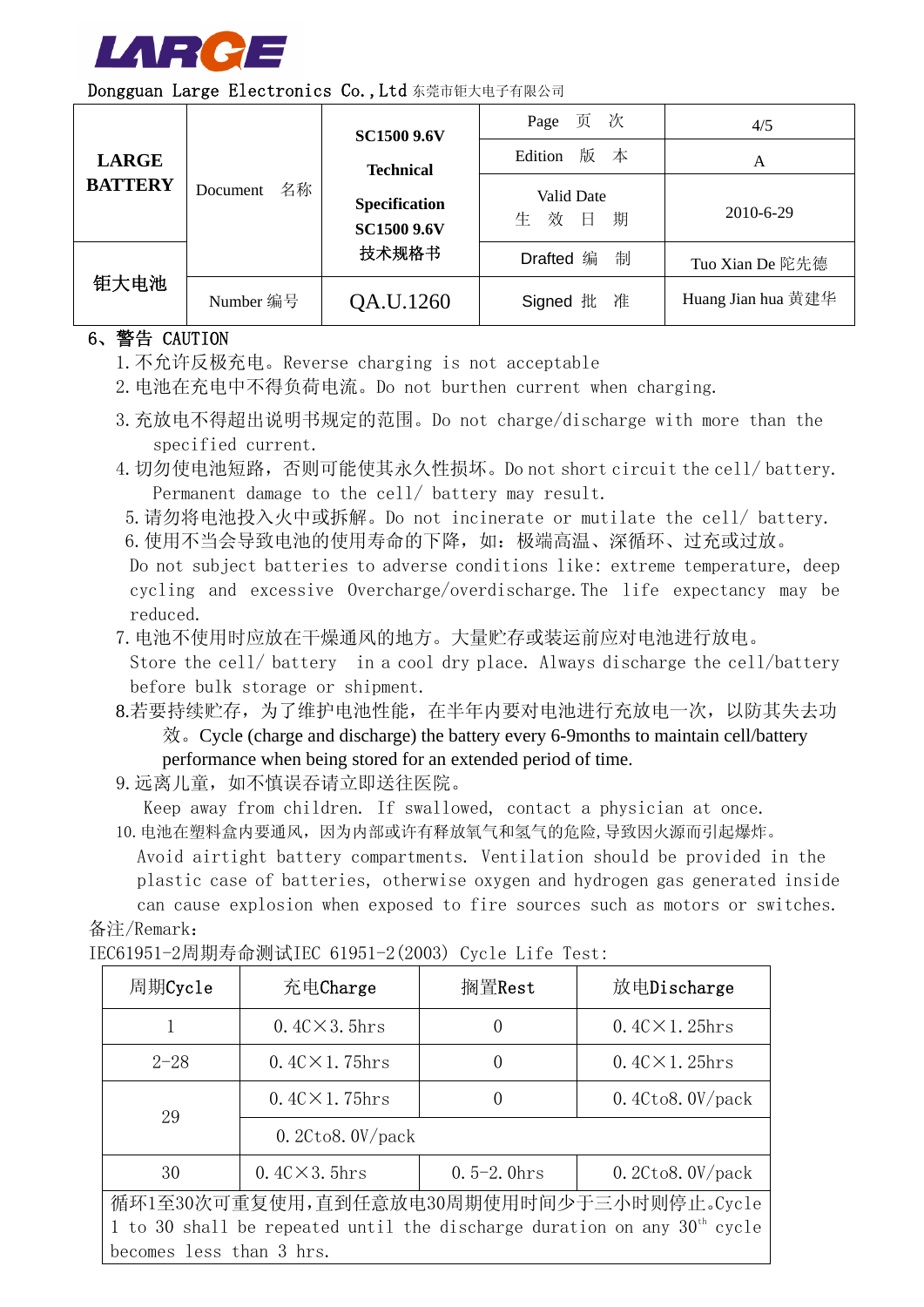## 6、警告 CAUTION

1. 不允许反极充电。Reverse charging is not acceptable
2. 电池在充电中不得负荷电流。Do not burthen current when charging.
3. 充放电不得超出说明书规定的范围。Do not charge/discharge with more than the specified current.
4. 切勿使电池短路，否则可能使其永久性损坏。Do not short circuit the cell/ battery. Permanent damage to the cell/ battery may result.
5. 请勿将电池投入火中或拆解。Do not incinerate or mutilate the cell/ battery.
6. 使用不当会导致电池的使用寿命的下降，如：极端高温、深循环、过充或过放。Do not subject batteries to adverse conditions like: extreme temperature, deep cycling and excessive Overcharge/overdischarge. The life expectancy may be reduced.
7. 电池不使用时应放在干燥通风的地方。大量贮存或装运前应对电池进行放电。Store the cell/ battery in a cool dry place. Always discharge the cell/battery before bulk storage or shipment.
8. 若要持续贮存，为了维护电池性能，在半年内要对电池进行充放电一次，以防其失去功效。Cycle (charge and discharge) the battery every 6-9months to maintain cell/battery performance when being stored for an extended period of time.
9. 远离儿童，如不慎误吞请立即送往医院。Keep away from children. If swallowed, contact a physician at once.
10. 电池在塑料盒内要通风，因为内部或许有释放氧气和氢气的危险，导致因火源而引起爆炸。Avoid airtight battery compartments. Ventilation should be provided in the plastic case of batteries, otherwise oxygen and hydrogen gas generated inside can cause explosion when exposed to fire sources such as motors or switches.

备注/Remark：

IEC61951-2周期寿命测试IEC 61951-2(2003) Cycle Life Test:

| 周期Cycle | 充电Charge | 搁置Rest | 放电Discharge |
|---|---|---|---|
| 1 | 0.4C×3.5hrs | 0 | 0.4C×1.25hrs |
| 2-28 | 0.4C×1.75hrs | 0 | 0.4C×1.25hrs |
| 29 | 0.4C×1.75hrs | 0 | 0.4Cto8.0V/pack |
| | 0.2Cto8.0V/pack | | |
| 30 | 0.4C×3.5hrs | 0.5-2.0hrs | 0.2Cto8.0V/pack |
| 循环1至30次可重复使用，直到任意放电30周期使用时间少于三小时则停止。Cycle 1 to 30 shall be repeated until the discharge duration on any 30th cycle becomes less than 3 hrs. | | | |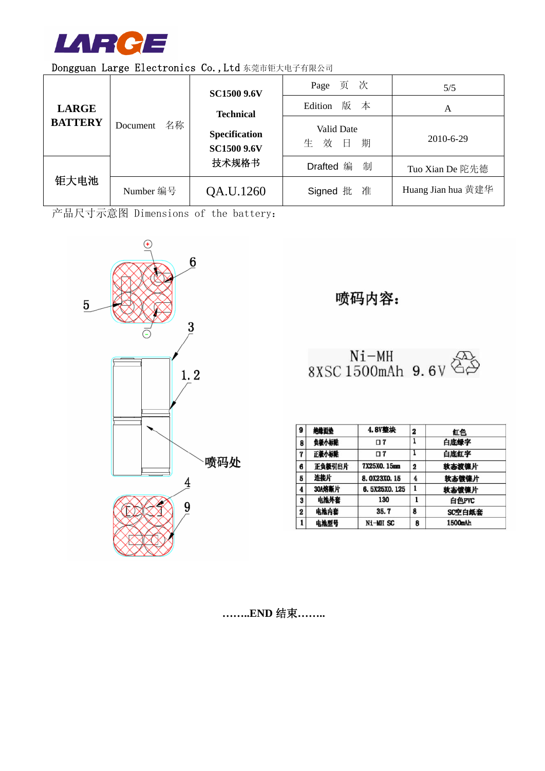Dongguan Large Electronics Co.,Ltd 东莞市钜大电子有限公司

| | | | | |
|---|---|---|---|---|
| LARGE BATTERY | Document 名称 | SC1500 9.6V Technical Specification SC1500 9.6V 技术规格书 | Page 页 次 | 5/5 |
| | | | Edition 版 本 | A |
| | | | Valid Date 生 效 日 期 | 2010-6-29 |
| 钜大电池 | | | Drafted 编 制 | Tuo Xian De 陀先德 |
| | Number 编号 | QA.U.1260 | Signed 批 准 | Huang Jian hua 黄建华 |

产品尺寸示意图 Dimensions of the battery:

+
6
5
−
3
1.2
喷码处
4
9

喷码内容:

Ni-MH
8XSC 1500mAh 9.6V

| | | | | |
|---|---|---|---|---|
| 9 | 绝缘面垫 | 4.8V整块 | 2 | 红色 |
| 8 | 负极小标贴 | □7 | 1 | 白底绿字 |
| 7 | 正极小标贴 | □7 | 1 | 白底红字 |
| 6 | 正负极引出片 | 7X25X0.15mm | 2 | 软态镀镍片 |
| 5 | 连接片 | 8.0X23X0.15 | 4 | 软态镀镍片 |
| 4 | 30A熔断片 | 6.5X25X0.125 | 1 | 软态镀镍片 |
| 3 | 电池外套 | 130 | 1 | 白色PVC |
| 2 | 电池内套 | 35.7 | 8 | SC空白纸套 |
| 1 | 电池型号 | Ni-MH SC | 8 | 1500mAh |

……..END 结束……..